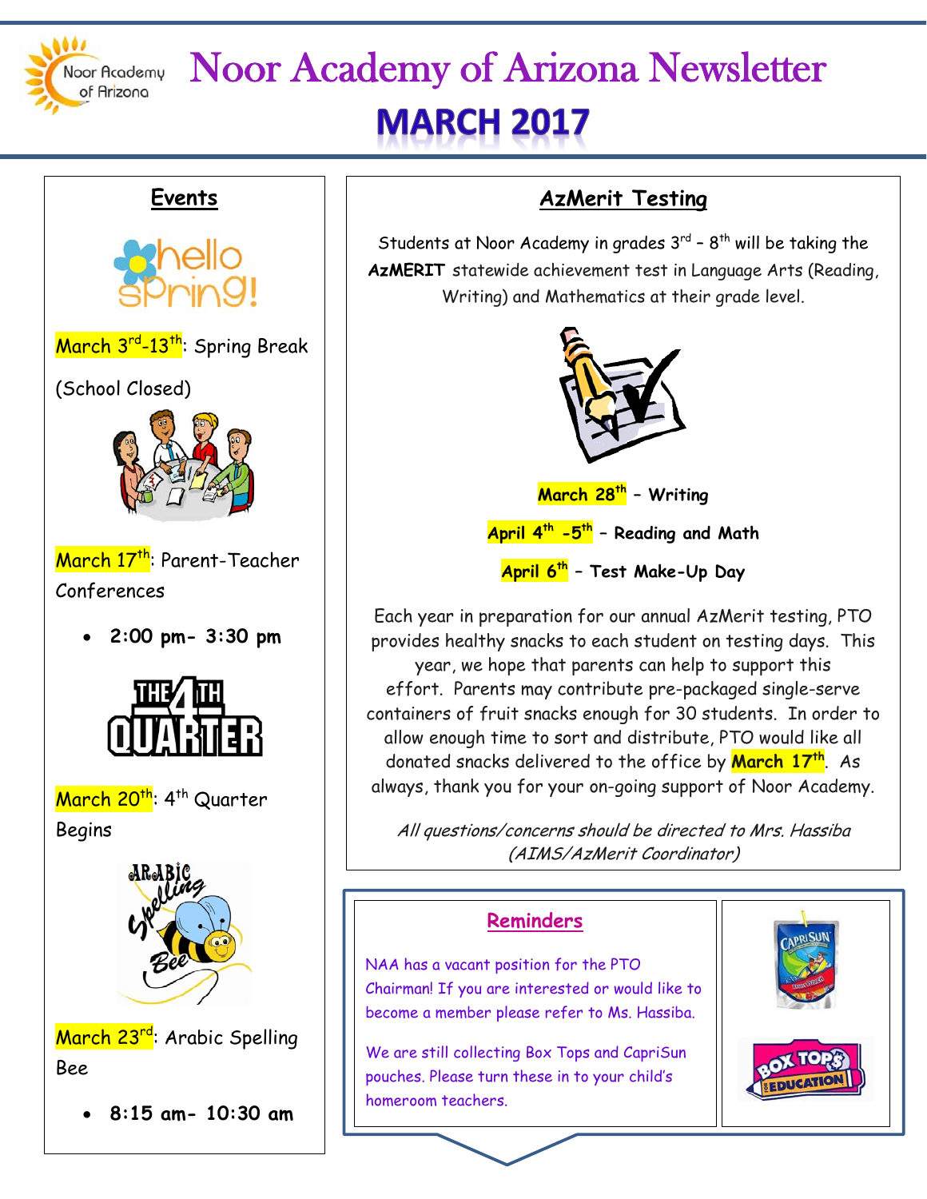# Noor Academy of Arizona Newsletter

## MARCH 2017

### Events

March 3rd-13th: Spring Break (School Closed)

March 17th: Parent-Teacher Conferences

- 2:00 pm- 3:30 pm

March 20th: 4th Quarter Begins

March 23rd: Arabic Spelling Bee

- 8:15 am- 10:30 am

### AzMerit Testing

Students at Noor Academy in grades 3rd – 8th will be taking the **AzMERIT** statewide achievement test in Language Arts (Reading, Writing) and Mathematics at their grade level.

**March 28th – Writing**

**April 4th -5th – Reading and Math**

**April 6th – Test Make-Up Day**

Each year in preparation for our annual AzMerit testing, PTO provides healthy snacks to each student on testing days. This year, we hope that parents can help to support this effort. Parents may contribute pre-packaged single-serve containers of fruit snacks enough for 30 students. In order to allow enough time to sort and distribute, PTO would like all donated snacks delivered to the office by **March 17th**. As always, thank you for your on-going support of Noor Academy.

*All questions/concerns should be directed to Mrs. Hassiba (AIMS/AzMerit Coordinator)*

### Reminders

NAA has a vacant position for the PTO Chairman! If you are interested or would like to become a member please refer to Ms. Hassiba.

We are still collecting Box Tops and CapriSun pouches. Please turn these in to your child's homeroom teachers.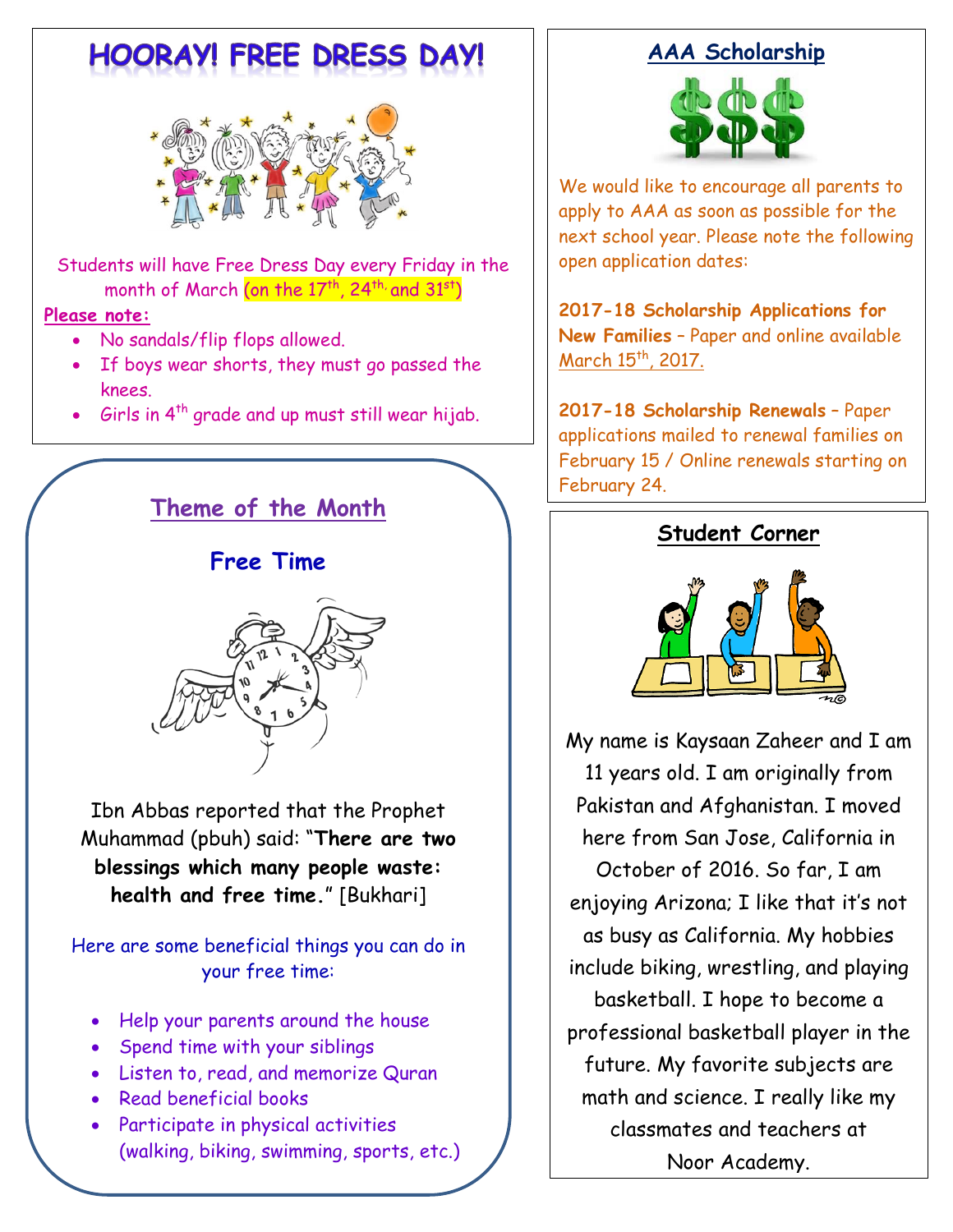# HOORAY! FREE DRESS DAY!

Students will have Free Dress Day every Friday in the month of March (on the 17th, 24th, and 31st)

**Please note:**

- No sandals/flip flops allowed.
- If boys wear shorts, they must go passed the knees.
- Girls in 4th grade and up must still wear hijab.

## Theme of the Month

### Free Time

Ibn Abbas reported that the Prophet Muhammad (pbuh) said: "**There are two blessings which many people waste: health and free time.**" [Bukhari]

Here are some beneficial things you can do in your free time:

- Help your parents around the house
- Spend time with your siblings
- Listen to, read, and memorize Quran
- Read beneficial books
- Participate in physical activities (walking, biking, swimming, sports, etc.)

## AAA Scholarship

We would like to encourage all parents to apply to AAA as soon as possible for the next school year. Please note the following open application dates:

**2017-18 Scholarship Applications for New Families** – Paper and online available March 15th, 2017.

**2017-18 Scholarship Renewals** – Paper applications mailed to renewal families on February 15 / Online renewals starting on February 24.

## Student Corner

My name is Kaysaan Zaheer and I am 11 years old. I am originally from Pakistan and Afghanistan. I moved here from San Jose, California in October of 2016. So far, I am enjoying Arizona; I like that it's not as busy as California. My hobbies include biking, wrestling, and playing basketball. I hope to become a professional basketball player in the future. My favorite subjects are math and science. I really like my classmates and teachers at Noor Academy.